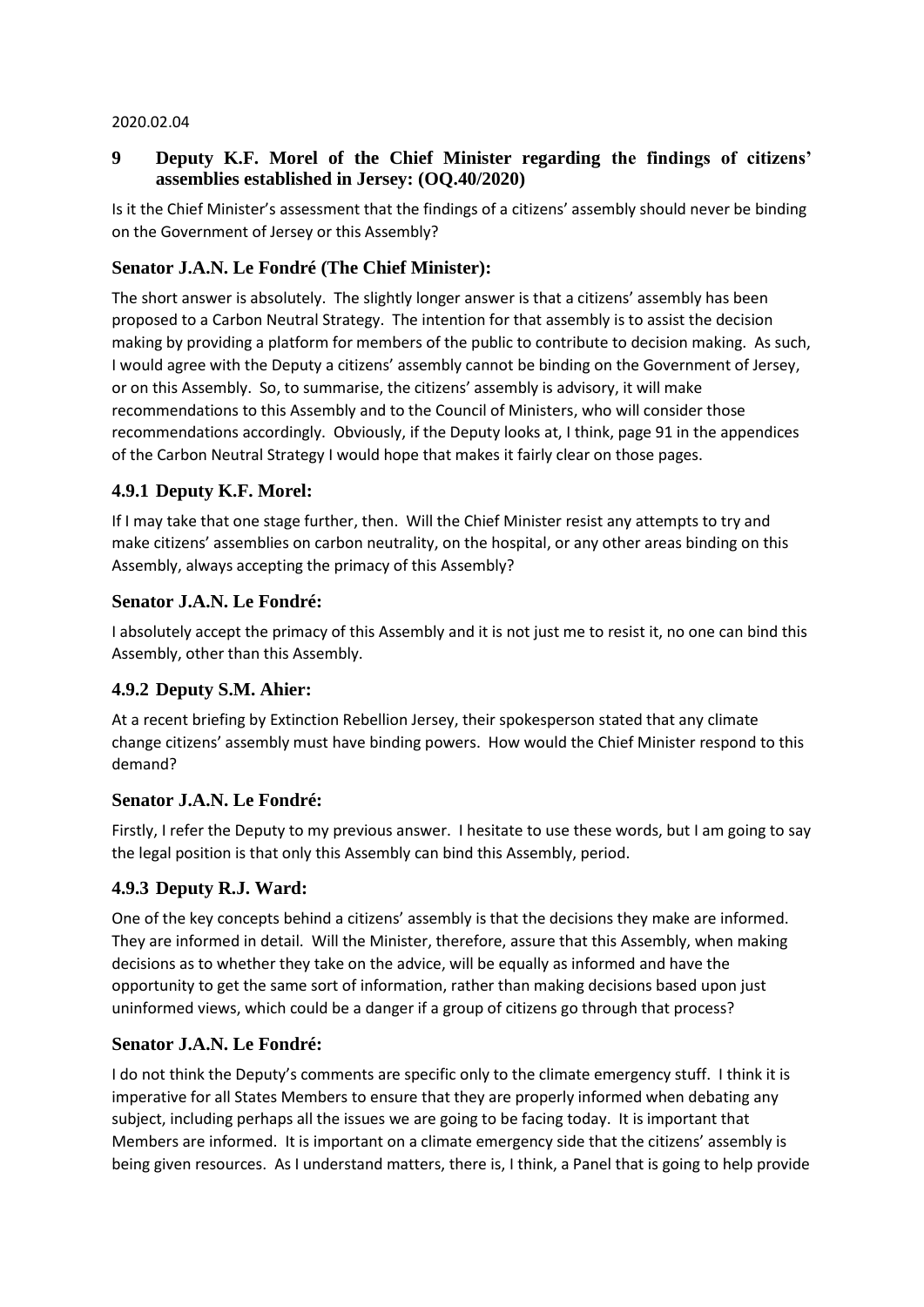2020.02.04

## 9 Deputy K.F. Morel of the Chief Minister regarding the findings of citizens' assemblies established in Jersey: (OQ.40/2020)

Is it the Chief Minister's assessment that the findings of a citizens' assembly should never be binding on the Government of Jersey or this Assembly?

### Senator J.A.N. Le Fondré (The Chief Minister):

The short answer is absolutely. The slightly longer answer is that a citizens' assembly has been proposed to a Carbon Neutral Strategy. The intention for that assembly is to assist the decision making by providing a platform for members of the public to contribute to decision making. As such, I would agree with the Deputy a citizens' assembly cannot be binding on the Government of Jersey, or on this Assembly. So, to summarise, the citizens' assembly is advisory, it will make recommendations to this Assembly and to the Council of Ministers, who will consider those recommendations accordingly. Obviously, if the Deputy looks at, I think, page 91 in the appendices of the Carbon Neutral Strategy I would hope that makes it fairly clear on those pages.

### 4.9.1 Deputy K.F. Morel:

If I may take that one stage further, then. Will the Chief Minister resist any attempts to try and make citizens' assemblies on carbon neutrality, on the hospital, or any other areas binding on this Assembly, always accepting the primacy of this Assembly?

### Senator J.A.N. Le Fondré:

I absolutely accept the primacy of this Assembly and it is not just me to resist it, no one can bind this Assembly, other than this Assembly.

### 4.9.2 Deputy S.M. Ahier:

At a recent briefing by Extinction Rebellion Jersey, their spokesperson stated that any climate change citizens' assembly must have binding powers. How would the Chief Minister respond to this demand?

### Senator J.A.N. Le Fondré:

Firstly, I refer the Deputy to my previous answer. I hesitate to use these words, but I am going to say the legal position is that only this Assembly can bind this Assembly, period.

### 4.9.3 Deputy R.J. Ward:

One of the key concepts behind a citizens' assembly is that the decisions they make are informed. They are informed in detail. Will the Minister, therefore, assure that this Assembly, when making decisions as to whether they take on the advice, will be equally as informed and have the opportunity to get the same sort of information, rather than making decisions based upon just uninformed views, which could be a danger if a group of citizens go through that process?

### Senator J.A.N. Le Fondré:

I do not think the Deputy's comments are specific only to the climate emergency stuff. I think it is imperative for all States Members to ensure that they are properly informed when debating any subject, including perhaps all the issues we are going to be facing today. It is important that Members are informed. It is important on a climate emergency side that the citizens' assembly is being given resources. As I understand matters, there is, I think, a Panel that is going to help provide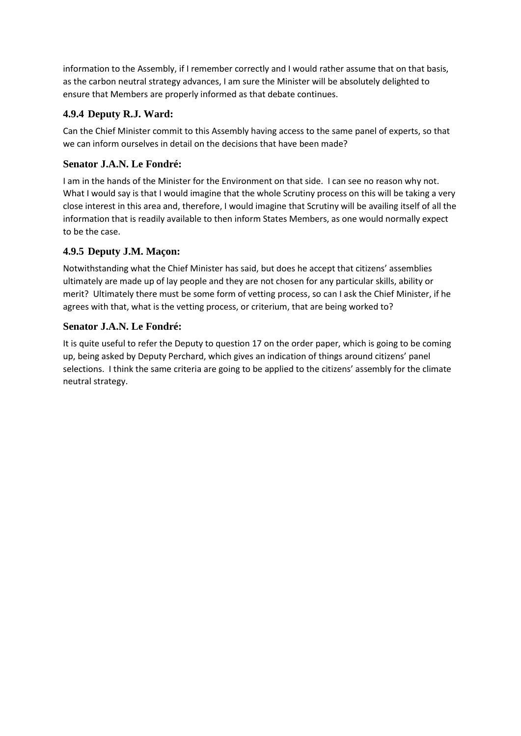information to the Assembly, if I remember correctly and I would rather assume that on that basis, as the carbon neutral strategy advances, I am sure the Minister will be absolutely delighted to ensure that Members are properly informed as that debate continues.

### 4.9.4 Deputy R.J. Ward:

Can the Chief Minister commit to this Assembly having access to the same panel of experts, so that we can inform ourselves in detail on the decisions that have been made?

### Senator J.A.N. Le Fondré:

I am in the hands of the Minister for the Environment on that side. I can see no reason why not. What I would say is that I would imagine that the whole Scrutiny process on this will be taking a very close interest in this area and, therefore, I would imagine that Scrutiny will be availing itself of all the information that is readily available to then inform States Members, as one would normally expect to be the case.

### 4.9.5 Deputy J.M. Maçon:

Notwithstanding what the Chief Minister has said, but does he accept that citizens' assemblies ultimately are made up of lay people and they are not chosen for any particular skills, ability or merit? Ultimately there must be some form of vetting process, so can I ask the Chief Minister, if he agrees with that, what is the vetting process, or criterium, that are being worked to?

### Senator J.A.N. Le Fondré:

It is quite useful to refer the Deputy to question 17 on the order paper, which is going to be coming up, being asked by Deputy Perchard, which gives an indication of things around citizens' panel selections. I think the same criteria are going to be applied to the citizens' assembly for the climate neutral strategy.